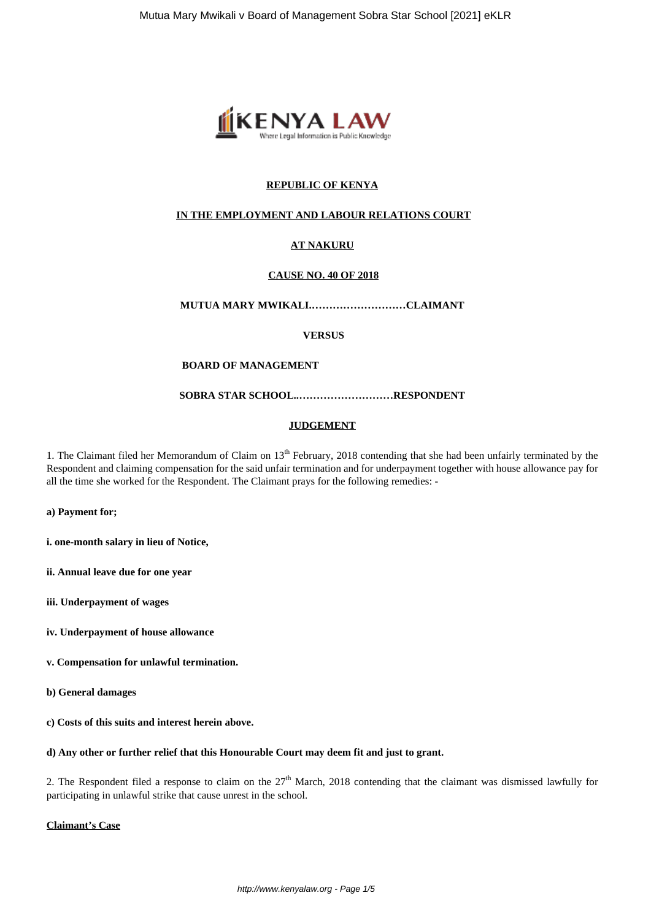**REPUBLIC OF KENYA**

**IN THE EMPLOYMENT AND LABOUR RELATIONS COURT**

**AT NAKURU**

**CAUSE NO. 40 OF 2018**

**MUTUA MARY MWIKALI..........................CLAIMANT**

**VERSUS**

**BOARD OF MANAGEMENT**

**SOBRA STAR SCHOOL..........................RESPONDENT**

**JUDGEMENT**

1. The Claimant filed her Memorandum of Claim on 13th February, 2018 contending that she had been unfairly terminated by the Respondent and claiming compensation for the said unfair termination and for underpayment together with house allowance pay for all the time she worked for the Respondent. The Claimant prays for the following remedies: -

**a) Payment for;**

**i. one-month salary in lieu of Notice,**

**ii. Annual leave due for one year**

**iii. Underpayment of wages**

**iv. Underpayment of house allowance**

**v. Compensation for unlawful termination.**

**b) General damages**

**c) Costs of this suits and interest herein above.**

**d) Any other or further relief that this Honourable Court may deem fit and just to grant.**

2. The Respondent filed a response to claim on the 27th March, 2018 contending that the claimant was dismissed lawfully for participating in unlawful strike that cause unrest in the school.

**Claimant's Case**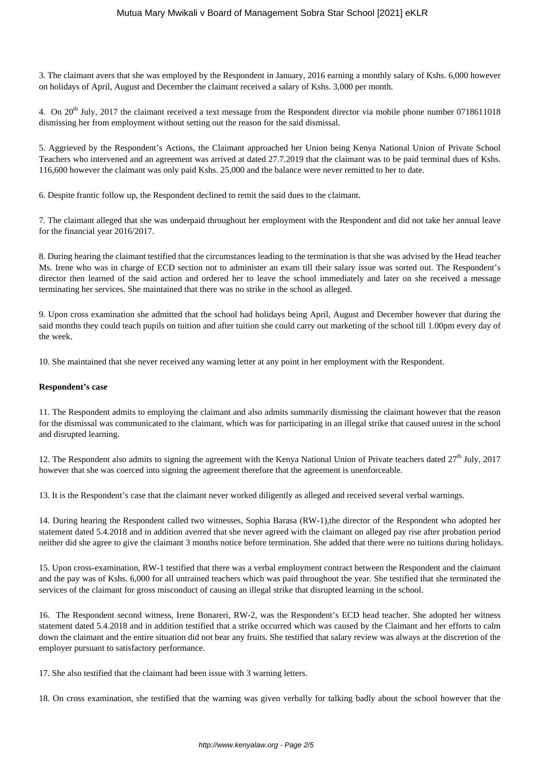3. The claimant avers that she was employed by the Respondent in January, 2016 earning a monthly salary of Kshs. 6,000 however on holidays of April, August and December the claimant received a salary of Kshs. 3,000 per month.

4. On 20th July, 2017 the claimant received a text message from the Respondent director via mobile phone number 0718611018 dismissing her from employment without setting out the reason for the said dismissal.

5. Aggrieved by the Respondent's Actions, the Claimant approached her Union being Kenya National Union of Private School Teachers who intervened and an agreement was arrived at dated 27.7.2019 that the claimant was to be paid terminal dues of Kshs. 116,600 however the claimant was only paid Kshs. 25,000 and the balance were never remitted to her to date.

6. Despite frantic follow up, the Respondent declined to remit the said dues to the claimant.

7. The claimant alleged that she was underpaid throughout her employment with the Respondent and did not take her annual leave for the financial year 2016/2017.

8. During hearing the claimant testified that the circumstances leading to the termination is that she was advised by the Head teacher Ms. Irene who was in charge of ECD section not to administer an exam till their salary issue was sorted out. The Respondent's director then learned of the said action and ordered her to leave the school immediately and later on she received a message terminating her services. She maintained that there was no strike in the school as alleged.

9. Upon cross examination she admitted that the school had holidays being April, August and December however that during the said months they could teach pupils on tuition and after tuition she could carry out marketing of the school till 1.00pm every day of the week.

10. She maintained that she never received any warning letter at any point in her employment with the Respondent.

**Respondent's case**

11. The Respondent admits to employing the claimant and also admits summarily dismissing the claimant however that the reason for the dismissal was communicated to the claimant, which was for participating in an illegal strike that caused unrest in the school and disrupted learning.

12. The Respondent also admits to signing the agreement with the Kenya National Union of Private teachers dated 27th July, 2017 however that she was coerced into signing the agreement therefore that the agreement is unenforceable.

13. It is the Respondent's case that the claimant never worked diligently as alleged and received several verbal warnings.

14. During hearing the Respondent called two witnesses, Sophia Barasa (RW-1),the director of the Respondent who adopted her statement dated 5.4.2018 and in addition averred that she never agreed with the claimant on alleged pay rise after probation period neither did she agree to give the claimant 3 months notice before termination. She added that there were no tuitions during holidays.

15. Upon cross-examination, RW-1 testified that there was a verbal employment contract between the Respondent and the claimant and the pay was of Kshs. 6,000 for all untrained teachers which was paid throughout the year. She testified that she terminated the services of the claimant for gross misconduct of causing an illegal strike that disrupted learning in the school.

16. The Respondent second witness, Irene Bonareri, RW-2, was the Respondent's ECD head teacher. She adopted her witness statement dated 5.4.2018 and in addition testified that a strike occurred which was caused by the Claimant and her efforts to calm down the claimant and the entire situation did not bear any fruits. She testified that salary review was always at the discretion of the employer pursuant to satisfactory performance.

17. She also testified that the claimant had been issue with 3 warning letters.

18. On cross examination, she testified that the warning was given verbally for talking badly about the school however that the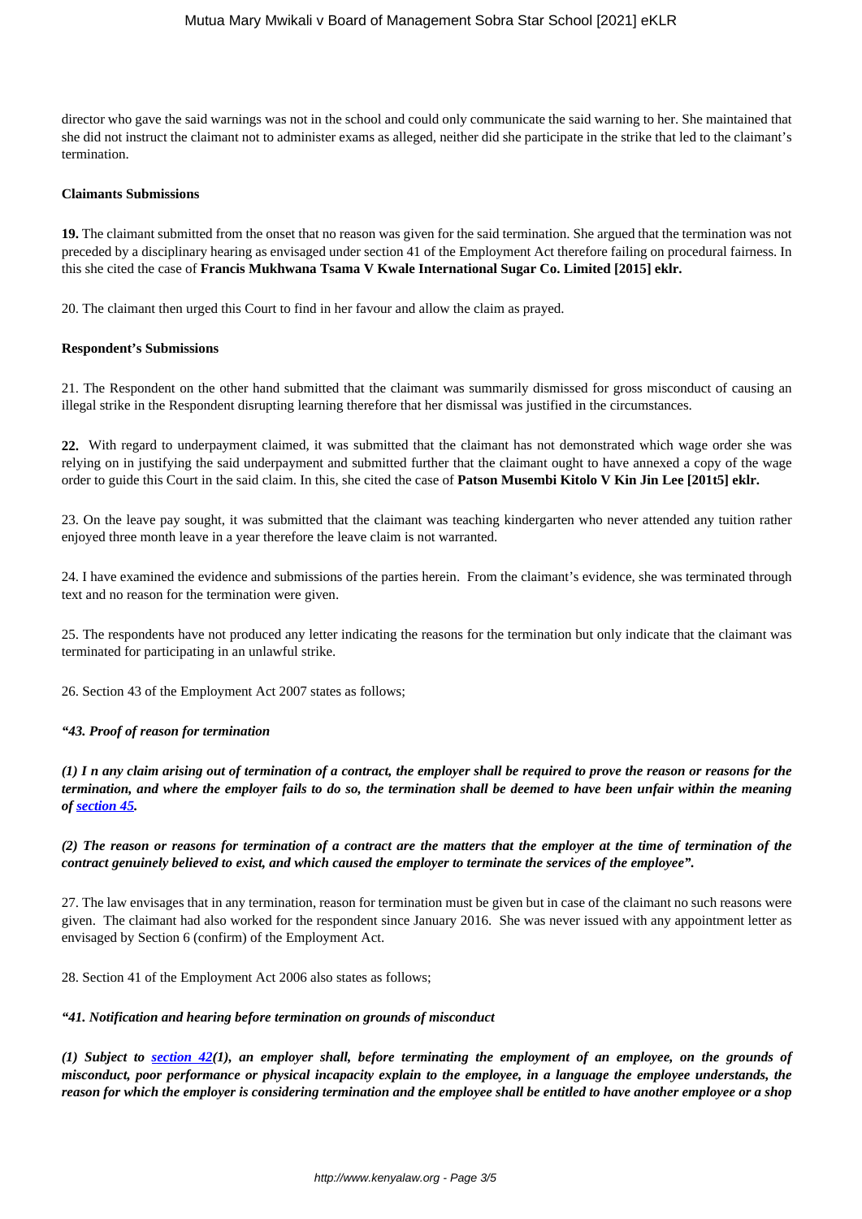director who gave the said warnings was not in the school and could only communicate the said warning to her. She maintained that she did not instruct the claimant not to administer exams as alleged, neither did she participate in the strike that led to the claimant's termination.

**Claimants Submissions**

**19.** The claimant submitted from the onset that no reason was given for the said termination. She argued that the termination was not preceded by a disciplinary hearing as envisaged under section 41 of the Employment Act therefore failing on procedural fairness. In this she cited the case of **Francis Mukhwana Tsama V Kwale International Sugar Co. Limited [2015] eklr.**

20. The claimant then urged this Court to find in her favour and allow the claim as prayed.

**Respondent's Submissions**

21. The Respondent on the other hand submitted that the claimant was summarily dismissed for gross misconduct of causing an illegal strike in the Respondent disrupting learning therefore that her dismissal was justified in the circumstances.

**22.** With regard to underpayment claimed, it was submitted that the claimant has not demonstrated which wage order she was relying on in justifying the said underpayment and submitted further that the claimant ought to have annexed a copy of the wage order to guide this Court in the said claim. In this, she cited the case of **Patson Musembi Kitolo V Kin Jin Lee [201t5] eklr.**

23. On the leave pay sought, it was submitted that the claimant was teaching kindergarten who never attended any tuition rather enjoyed three month leave in a year therefore the leave claim is not warranted.

24. I have examined the evidence and submissions of the parties herein. From the claimant's evidence, she was terminated through text and no reason for the termination were given.

25. The respondents have not produced any letter indicating the reasons for the termination but only indicate that the claimant was terminated for participating in an unlawful strike.

26. Section 43 of the Employment Act 2007 states as follows;

***"43. Proof of reason for termination***

***(1) I n any claim arising out of termination of a contract, the employer shall be required to prove the reason or reasons for the termination, and where the employer fails to do so, the termination shall be deemed to have been unfair within the meaning of section 45.***

***(2) The reason or reasons for termination of a contract are the matters that the employer at the time of termination of the contract genuinely believed to exist, and which caused the employer to terminate the services of the employee".***

27. The law envisages that in any termination, reason for termination must be given but in case of the claimant no such reasons were given. The claimant had also worked for the respondent since January 2016. She was never issued with any appointment letter as envisaged by Section 6 (confirm) of the Employment Act.

28. Section 41 of the Employment Act 2006 also states as follows;

***"41. Notification and hearing before termination on grounds of misconduct***

***(1) Subject to section 42(1), an employer shall, before terminating the employment of an employee, on the grounds of misconduct, poor performance or physical incapacity explain to the employee, in a language the employee understands, the reason for which the employer is considering termination and the employee shall be entitled to have another employee or a shop***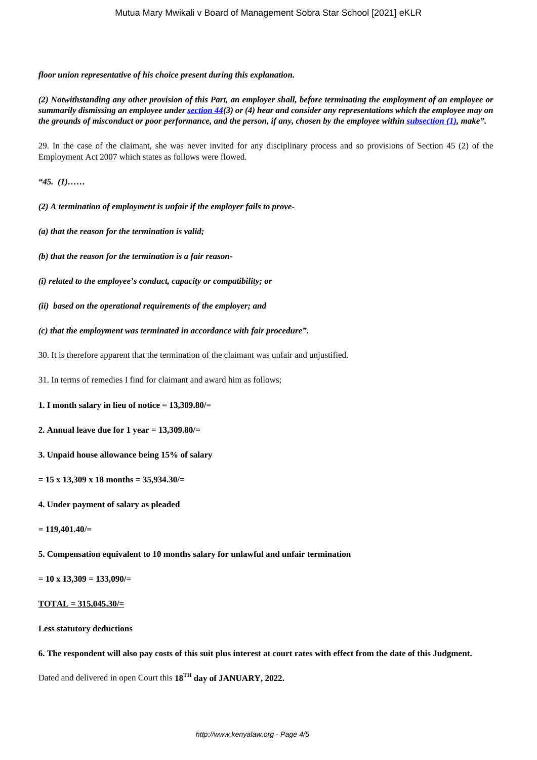***floor union representative of his choice present during this explanation.***

***(2) Notwithstanding any other provision of this Part, an employer shall, before terminating the employment of an employee or summarily dismissing an employee under [section 44](3) or (4) hear and consider any representations which the employee may on the grounds of misconduct or poor performance, and the person, if any, chosen by the employee within [subsection (1)], make".***

29. In the case of the claimant, she was never invited for any disciplinary process and so provisions of Section 45 (2) of the Employment Act 2007 which states as follows were flowed.

***"45. (1)……***

***(2) A termination of employment is unfair if the employer fails to prove-***

***(a) that the reason for the termination is valid;***

***(b) that the reason for the termination is a fair reason-***

***(i) related to the employee's conduct, capacity or compatibility; or***

***(ii) based on the operational requirements of the employer; and***

***(c) that the employment was terminated in accordance with fair procedure".***

30. It is therefore apparent that the termination of the claimant was unfair and unjustified.

31. In terms of remedies I find for claimant and award him as follows;

**1. I month salary in lieu of notice = 13,309.80/=**

**2. Annual leave due for 1 year = 13,309.80/=**

**3. Unpaid house allowance being 15% of salary**

**= 15 x 13,309 x 18 months = 35,934.30/=**

**4. Under payment of salary as pleaded**

**= 119,401.40/=**

**5. Compensation equivalent to 10 months salary for unlawful and unfair termination**

**= 10 x 13,309 = 133,090/=**

**TOTAL = 315,045.30/=**

**Less statutory deductions**

**6. The respondent will also pay costs of this suit plus interest at court rates with effect from the date of this Judgment.**

Dated and delivered in open Court this **18TH day of JANUARY, 2022.**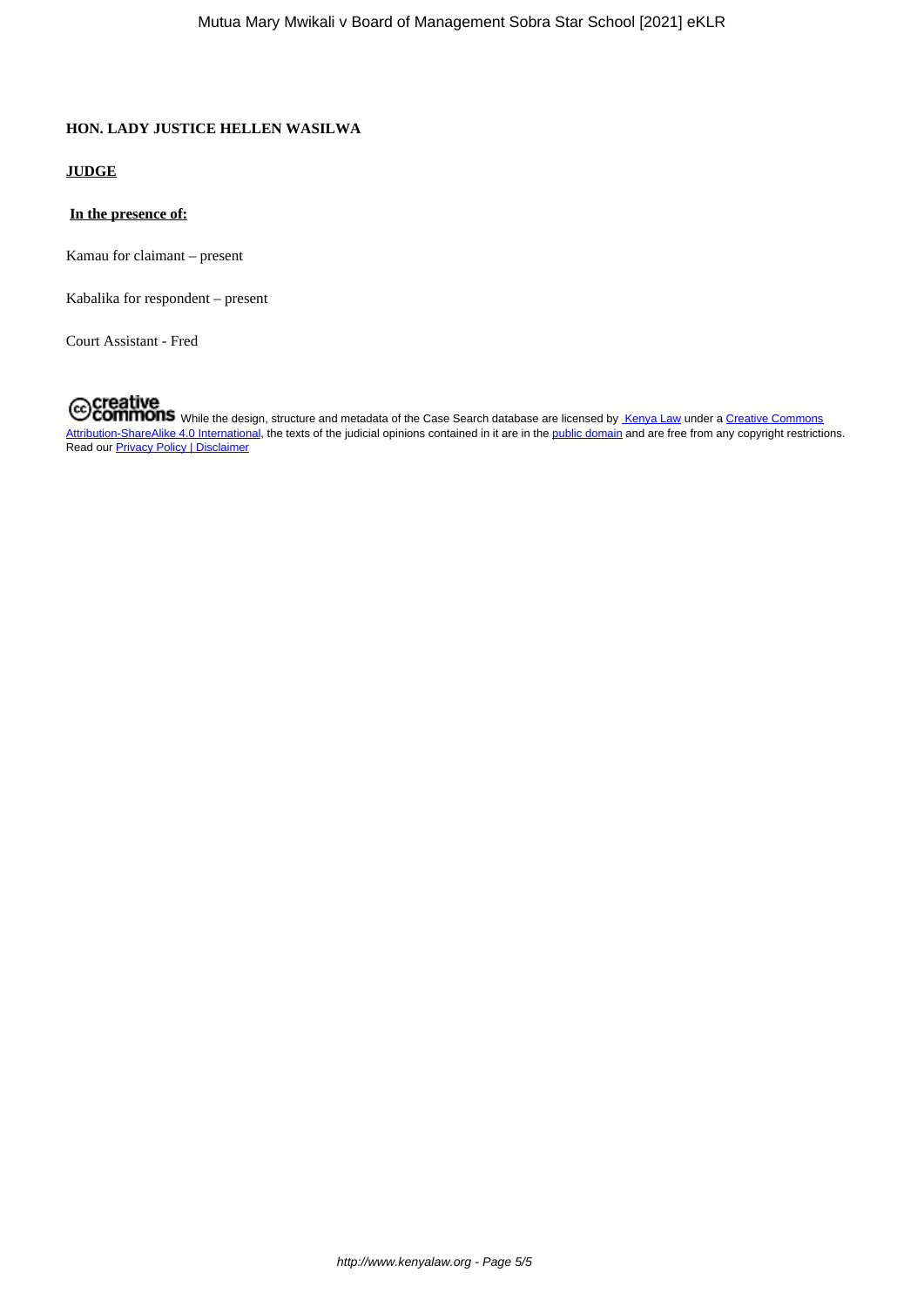**HON. LADY JUSTICE HELLEN WASILWA**

**JUDGE**

**In the presence of:**

Kamau for claimant – present

Kabalika for respondent – present

Court Assistant - Fred

While the design, structure and metadata of the Case Search database are licensed by Kenya Law under a Creative Commons Attribution-ShareAlike 4.0 International, the texts of the judicial opinions contained in it are in the public domain and are free from any copyright restrictions. Read our Privacy Policy | Disclaimer